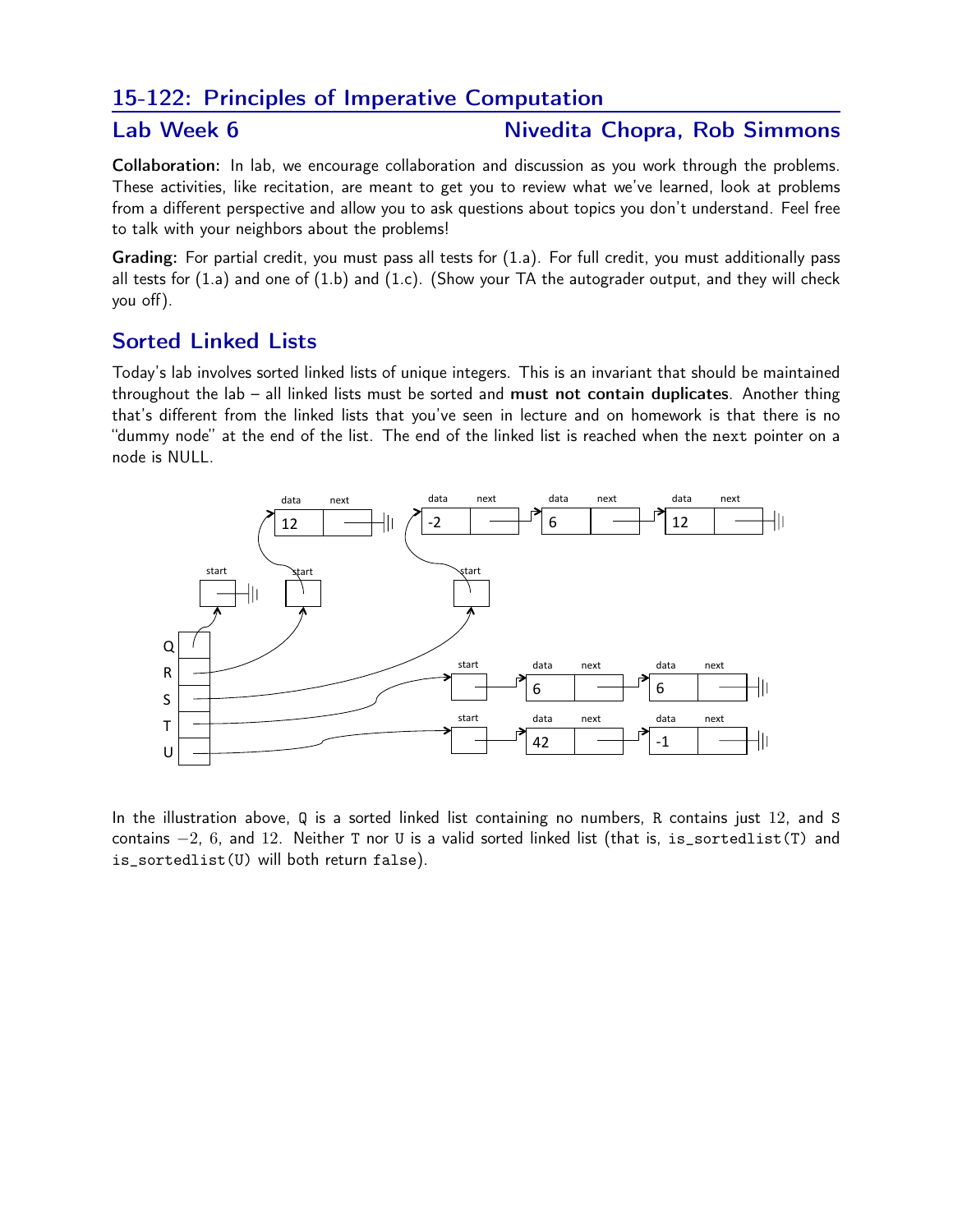## 15-122: Principles of Imperative Computation

### Lab Week 6 — Nivedita Chopra, Rob Simmons

**Collaboration:** In lab, we encourage collaboration and discussion as you work through the problems. These activities, like recitation, are meant to get you to review what we've learned, look at problems from a different perspective and allow you to ask questions about topics you don't understand. Feel free to talk with your neighbors about the problems!

**Grading:** For partial credit, you must pass all tests for (1.a). For full credit, you must additionally pass all tests for (1.a) and one of (1.b) and (1.c). (Show your TA the autograder output, and they will check you off).

## Sorted Linked Lists

Today's lab involves sorted linked lists of unique integers. This is an invariant that should be maintained throughout the lab – all linked lists must be sorted and **must not contain duplicates**. Another thing that's different from the linked lists that you've seen in lecture and on homework is that there is no "dummy node" at the end of the list. The end of the linked list is reached when the `next` pointer on a node is NULL.

In the illustration above, `Q` is a sorted linked list containing no numbers, `R` contains just $12$, and `S` contains $-2$, $6$, and $12$. Neither `T` nor `U` is a valid sorted linked list (that is, `is_sortedlist(T)` and `is_sortedlist(U)` will both return `false`).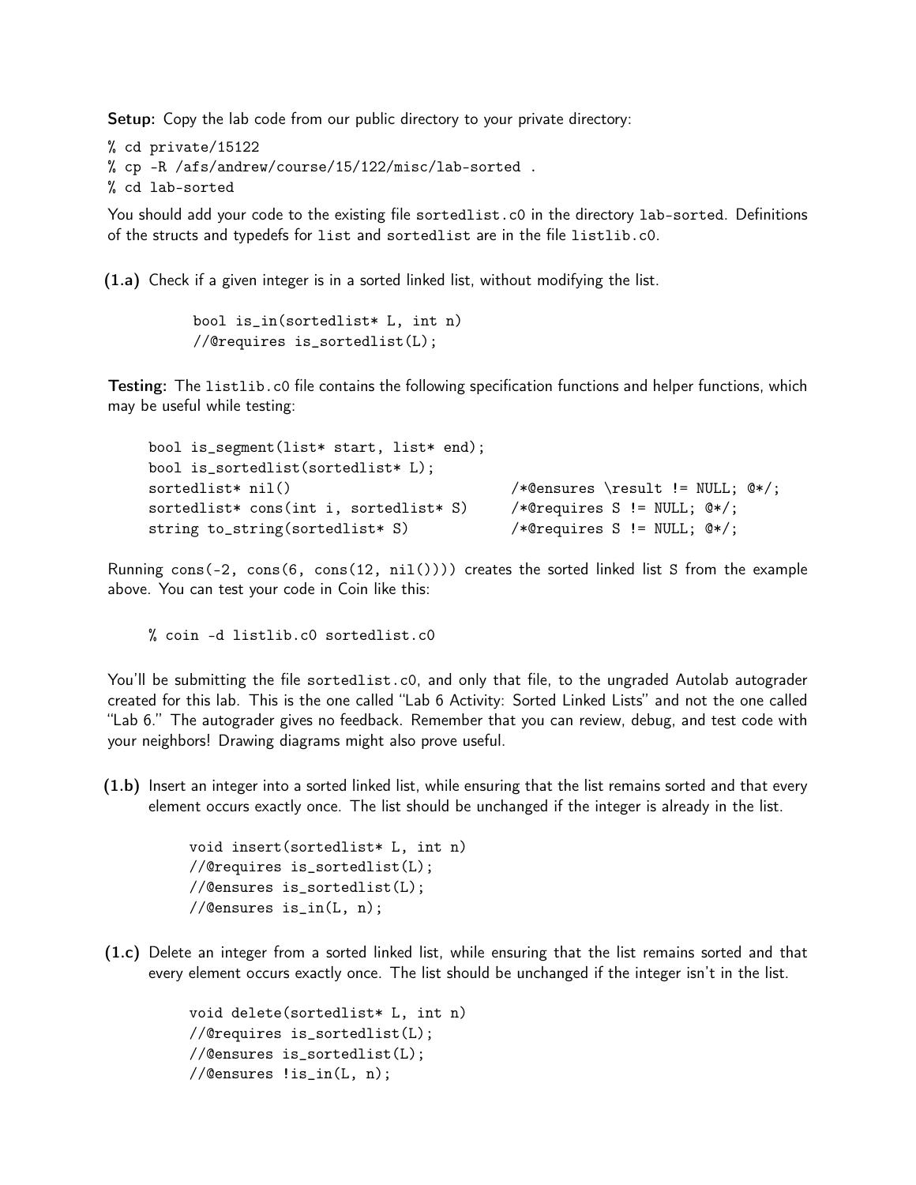**Setup:** Copy the lab code from our public directory to your private directory:

```
% cd private/15122
% cp -R /afs/andrew/course/15/122/misc/lab-sorted .
% cd lab-sorted
```

You should add your code to the existing file `sortedlist.c0` in the directory `lab-sorted`. Definitions of the structs and typedefs for `list` and `sortedlist` are in the file `listlib.c0`.

**(1.a)** Check if a given integer is in a sorted linked list, without modifying the list.

```
bool is_in(sortedlist* L, int n)
//@requires is_sortedlist(L);
```

**Testing:** The `listlib.c0` file contains the following specification functions and helper functions, which may be useful while testing:

```
bool is_segment(list* start, list* end);
bool is_sortedlist(sortedlist* L);
sortedlist* nil()                          /*@ensures \result != NULL; @*/;
sortedlist* cons(int i, sortedlist* S)     /*@requires S != NULL; @*/;
string to_string(sortedlist* S)            /*@requires S != NULL; @*/;
```

Running `cons(-2, cons(6, cons(12, nil())))` creates the sorted linked list `S` from the example above. You can test your code in Coin like this:

```
% coin -d listlib.c0 sortedlist.c0
```

You'll be submitting the file `sortedlist.c0`, and only that file, to the ungraded Autolab autograder created for this lab. This is the one called "Lab 6 Activity: Sorted Linked Lists" and not the one called "Lab 6." The autograder gives no feedback. Remember that you can review, debug, and test code with your neighbors! Drawing diagrams might also prove useful.

**(1.b)** Insert an integer into a sorted linked list, while ensuring that the list remains sorted and that every element occurs exactly once. The list should be unchanged if the integer is already in the list.

```
void insert(sortedlist* L, int n)
//@requires is_sortedlist(L);
//@ensures is_sortedlist(L);
//@ensures is_in(L, n);
```

**(1.c)** Delete an integer from a sorted linked list, while ensuring that the list remains sorted and that every element occurs exactly once. The list should be unchanged if the integer isn't in the list.

```
void delete(sortedlist* L, int n)
//@requires is_sortedlist(L);
//@ensures is_sortedlist(L);
//@ensures !is_in(L, n);
```